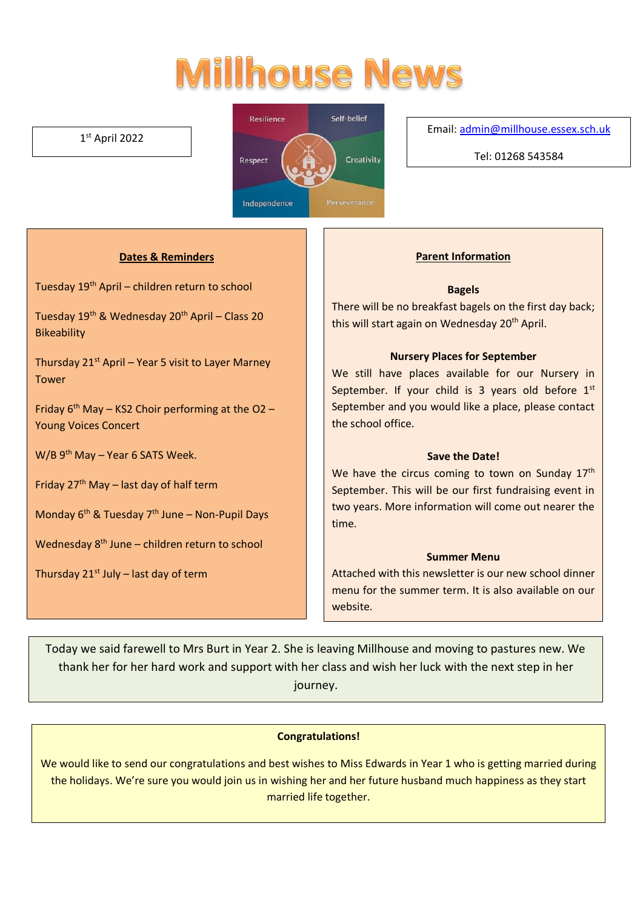# Millhouse News

1st April 2022

Resilience | Self-belief | Respect | Creativity | Independence | Perseverance

Email: admin@millhouse.essex.sch.uk

Tel: 01268 543584

## Dates & Reminders

Tuesday 19th April – children return to school

Tuesday 19th & Wednesday 20th April – Class 20 Bikeability

Thursday 21st April – Year 5 visit to Layer Marney Tower

Friday 6th May – KS2 Choir performing at the O2 – Young Voices Concert

W/B 9th May – Year 6 SATS Week.

Friday 27th May – last day of half term

Monday 6th & Tuesday 7th June – Non-Pupil Days

Wednesday 8th June – children return to school

Thursday 21st July – last day of term

## Parent Information

**Bagels**

There will be no breakfast bagels on the first day back; this will start again on Wednesday 20th April.

**Nursery Places for September**

We still have places available for our Nursery in September. If your child is 3 years old before 1st September and you would like a place, please contact the school office.

**Save the Date!**

We have the circus coming to town on Sunday 17th September. This will be our first fundraising event in two years. More information will come out nearer the time.

**Summer Menu**

Attached with this newsletter is our new school dinner menu for the summer term. It is also available on our website.

Today we said farewell to Mrs Burt in Year 2. She is leaving Millhouse and moving to pastures new. We thank her for her hard work and support with her class and wish her luck with the next step in her journey.

**Congratulations!**

We would like to send our congratulations and best wishes to Miss Edwards in Year 1 who is getting married during the holidays. We're sure you would join us in wishing her and her future husband much happiness as they start married life together.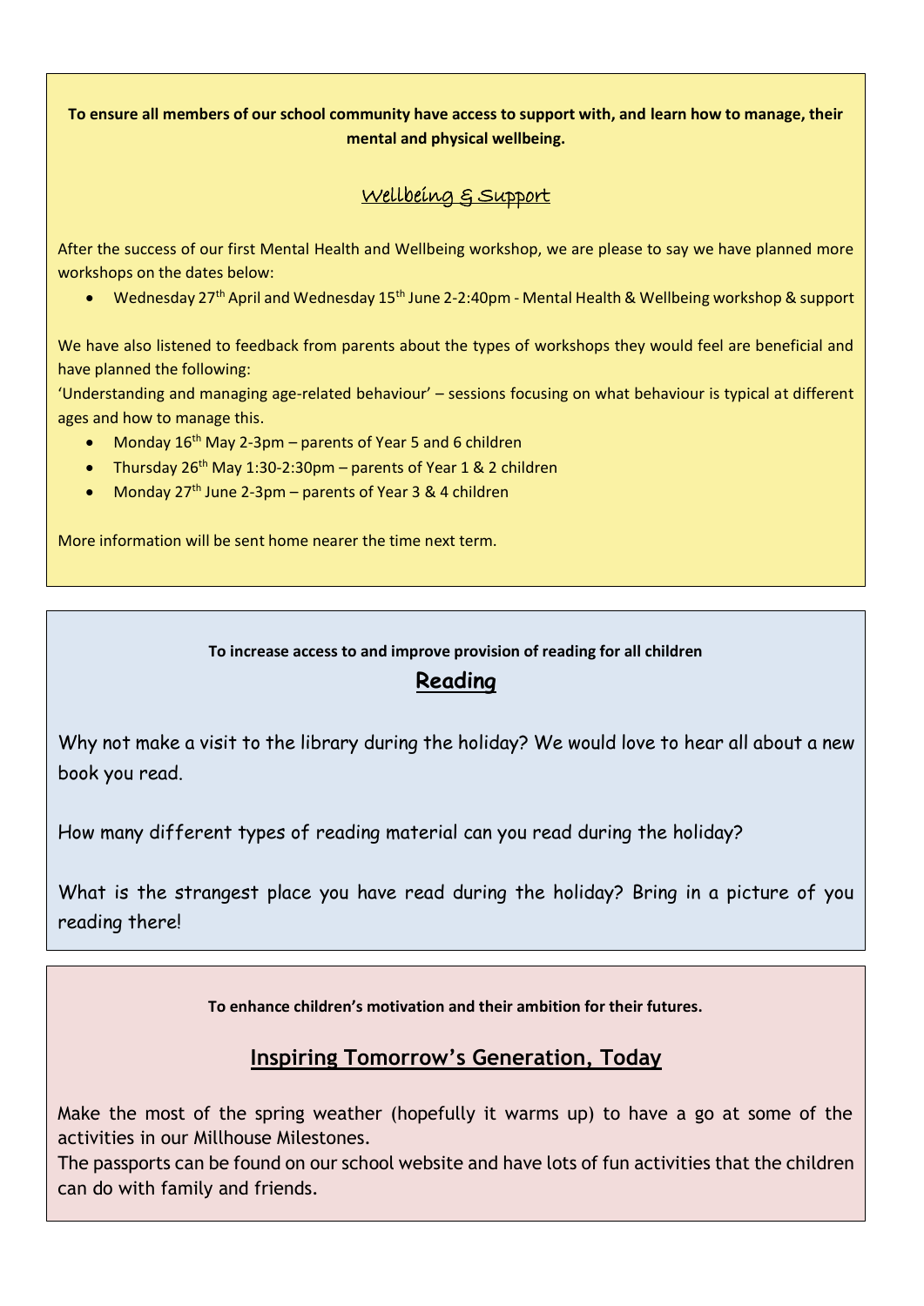**To ensure all members of our school community have access to support with, and learn how to manage, their mental and physical wellbeing.**

## Wellbeing & Support

After the success of our first Mental Health and Wellbeing workshop, we are please to say we have planned more workshops on the dates below:

- Wednesday 27th April and Wednesday 15th June 2-2:40pm - Mental Health & Wellbeing workshop & support

We have also listened to feedback from parents about the types of workshops they would feel are beneficial and have planned the following:

'Understanding and managing age-related behaviour' – sessions focusing on what behaviour is typical at different ages and how to manage this.

- Monday 16th May 2-3pm – parents of Year 5 and 6 children
- Thursday 26th May 1:30-2:30pm – parents of Year 1 & 2 children
- Monday 27th June 2-3pm – parents of Year 3 & 4 children

More information will be sent home nearer the time next term.

**To increase access to and improve provision of reading for all children**

## Reading

Why not make a visit to the library during the holiday? We would love to hear all about a new book you read.

How many different types of reading material can you read during the holiday?

What is the strangest place you have read during the holiday? Bring in a picture of you reading there!

**To enhance children's motivation and their ambition for their futures.**

## Inspiring Tomorrow's Generation, Today

Make the most of the spring weather (hopefully it warms up) to have a go at some of the activities in our Millhouse Milestones.

The passports can be found on our school website and have lots of fun activities that the children can do with family and friends.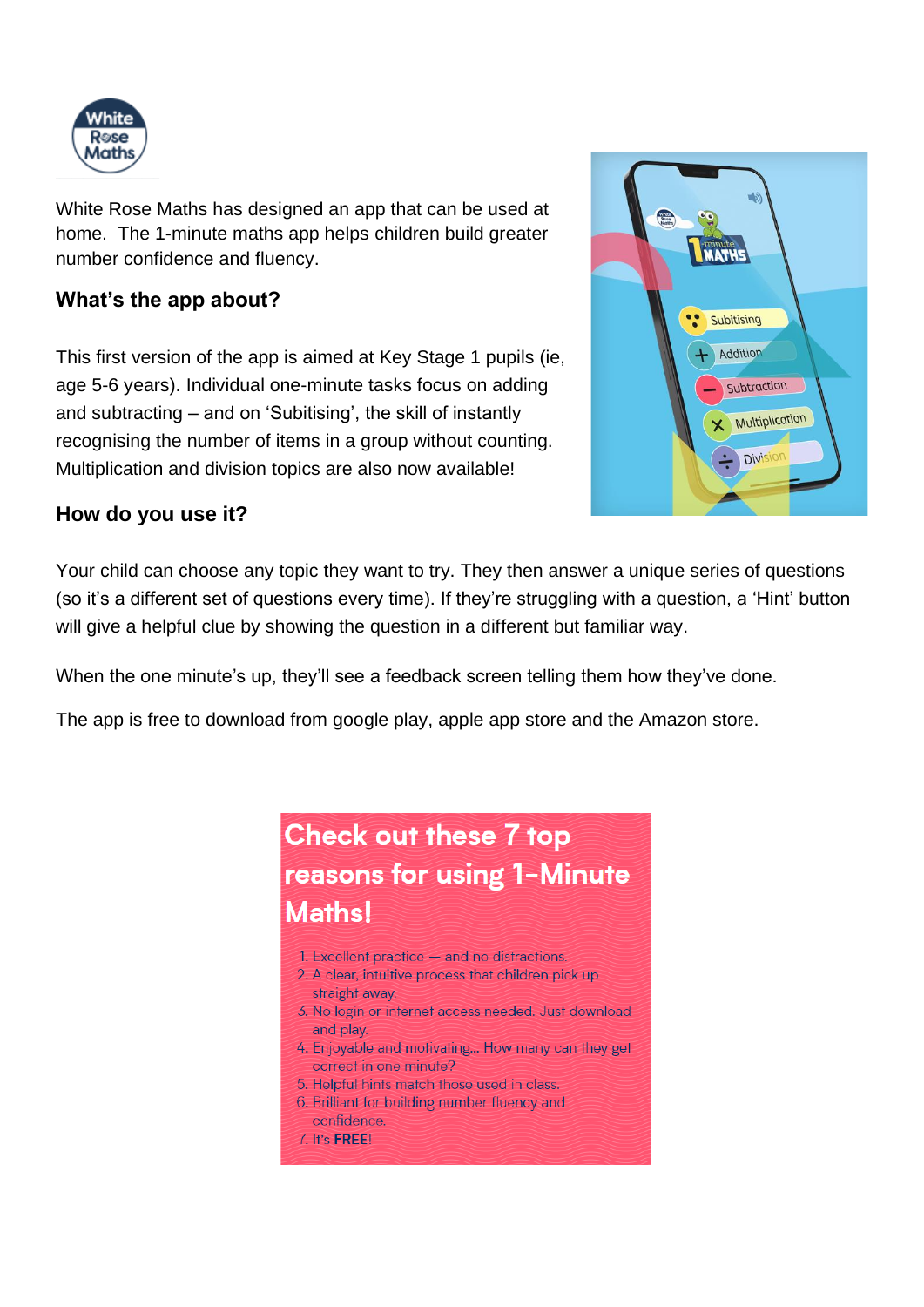White Rose Maths has designed an app that can be used at home. The 1-minute maths app helps children build greater number confidence and fluency.

### What's the app about?

This first version of the app is aimed at Key Stage 1 pupils (ie, age 5-6 years). Individual one-minute tasks focus on adding and subtracting – and on 'Subitising', the skill of instantly recognising the number of items in a group without counting. Multiplication and division topics are also now available!

### How do you use it?

Your child can choose any topic they want to try. They then answer a unique series of questions (so it's a different set of questions every time). If they're struggling with a question, a 'Hint' button will give a helpful clue by showing the question in a different but familiar way.

When the one minute's up, they'll see a feedback screen telling them how they've done.

The app is free to download from google play, apple app store and the Amazon store.

## Check out these 7 top reasons for using 1-Minute Maths!

1. Excellent practice — and no distractions.
2. A clear, intuitive process that children pick up straight away.
3. No login or internet access needed. Just download and play.
4. Enjoyable and motivating... How many can they get correct in one minute?
5. Helpful hints match those used in class.
6. Brilliant for building number fluency and confidence.
7. It's **FREE**!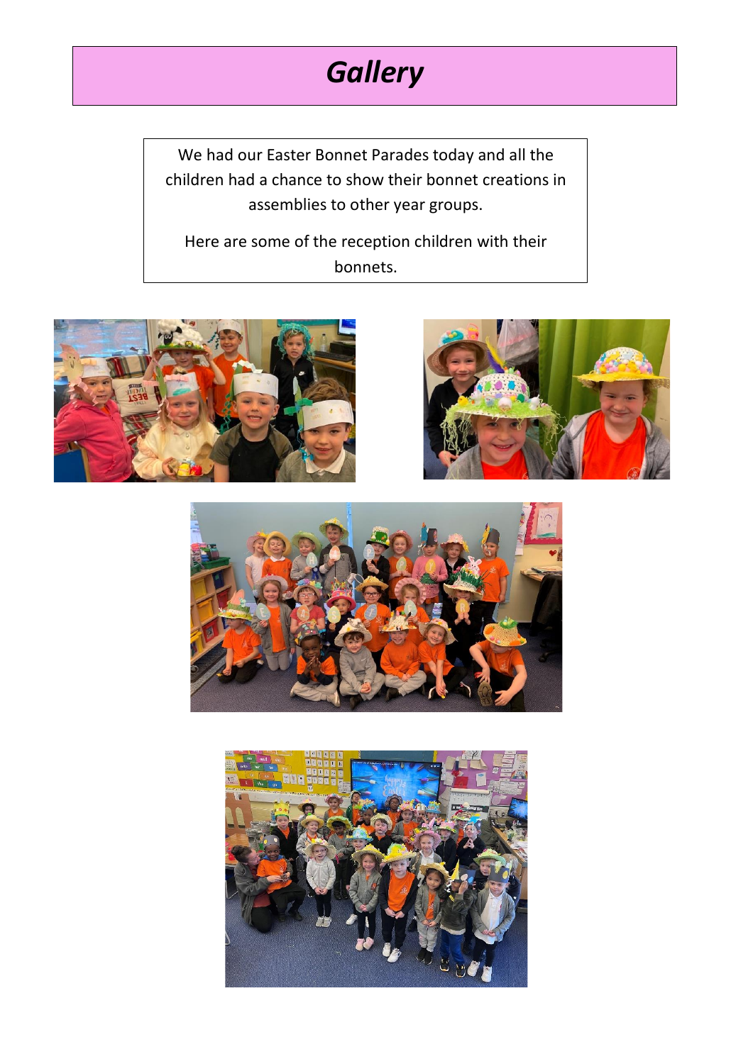# *Gallery*

We had our Easter Bonnet Parades today and all the children had a chance to show their bonnet creations in assemblies to other year groups.

Here are some of the reception children with their bonnets.